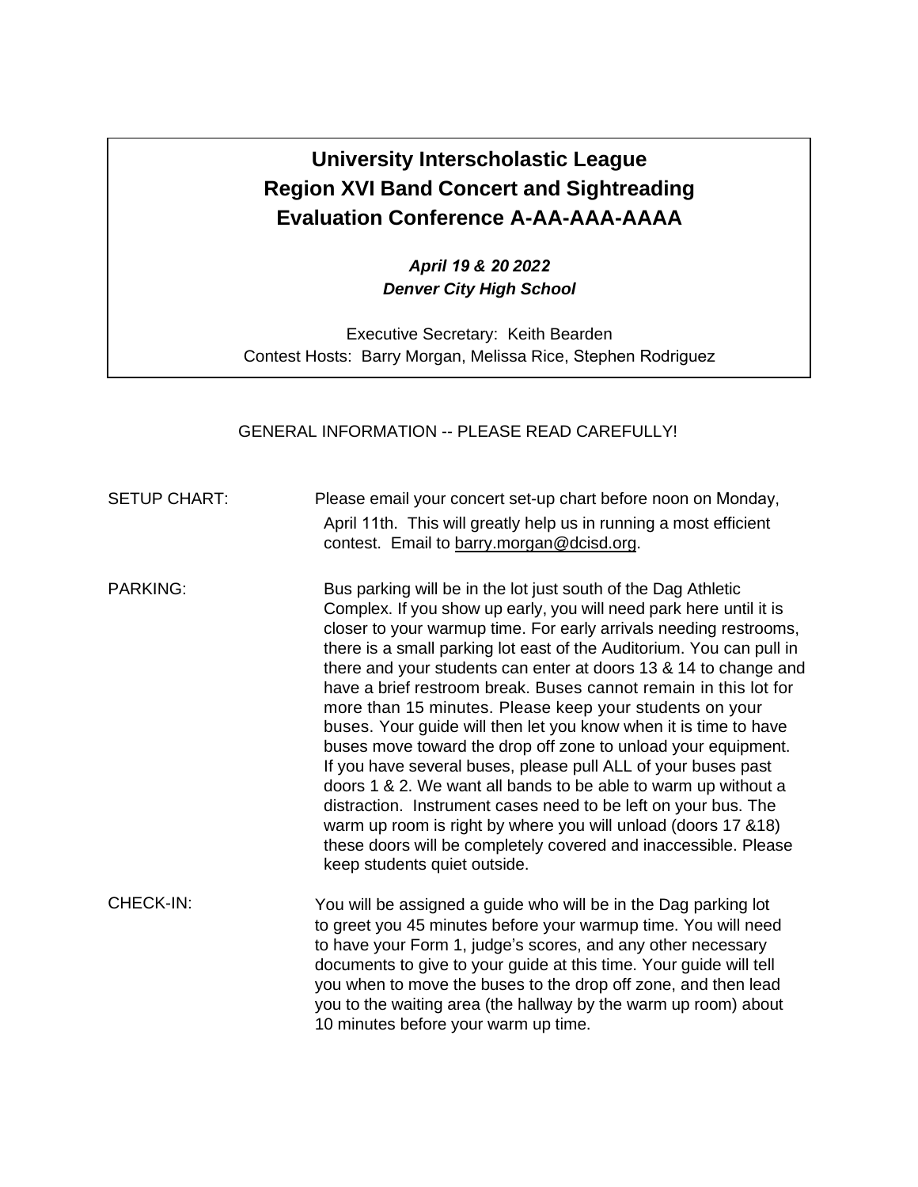# University Interscholastic League
# Region XVI Band Concert and Sightreading
# Evaluation Conference A-AA-AAA-AAAA

***April 19 & 20 2022***
***Denver City High School***

Executive Secretary: Keith Bearden
Contest Hosts: Barry Morgan, Melissa Rice, Stephen Rodriguez

GENERAL INFORMATION -- PLEASE READ CAREFULLY!

SETUP CHART: Please email your concert set-up chart before noon on Monday, April 11th. This will greatly help us in running a most efficient contest. Email to barry.morgan@dcisd.org.

PARKING: Bus parking will be in the lot just south of the Dag Athletic Complex. If you show up early, you will need park here until it is closer to your warmup time. For early arrivals needing restrooms, there is a small parking lot east of the Auditorium. You can pull in there and your students can enter at doors 13 & 14 to change and have a brief restroom break. Buses cannot remain in this lot for more than 15 minutes. Please keep your students on your buses. Your guide will then let you know when it is time to have buses move toward the drop off zone to unload your equipment. If you have several buses, please pull ALL of your buses past doors 1 & 2. We want all bands to be able to warm up without a distraction. Instrument cases need to be left on your bus. The warm up room is right by where you will unload (doors 17 &18) these doors will be completely covered and inaccessible. Please keep students quiet outside.

CHECK-IN: You will be assigned a guide who will be in the Dag parking lot to greet you 45 minutes before your warmup time. You will need to have your Form 1, judge's scores, and any other necessary documents to give to your guide at this time. Your guide will tell you when to move the buses to the drop off zone, and then lead you to the waiting area (the hallway by the warm up room) about 10 minutes before your warm up time.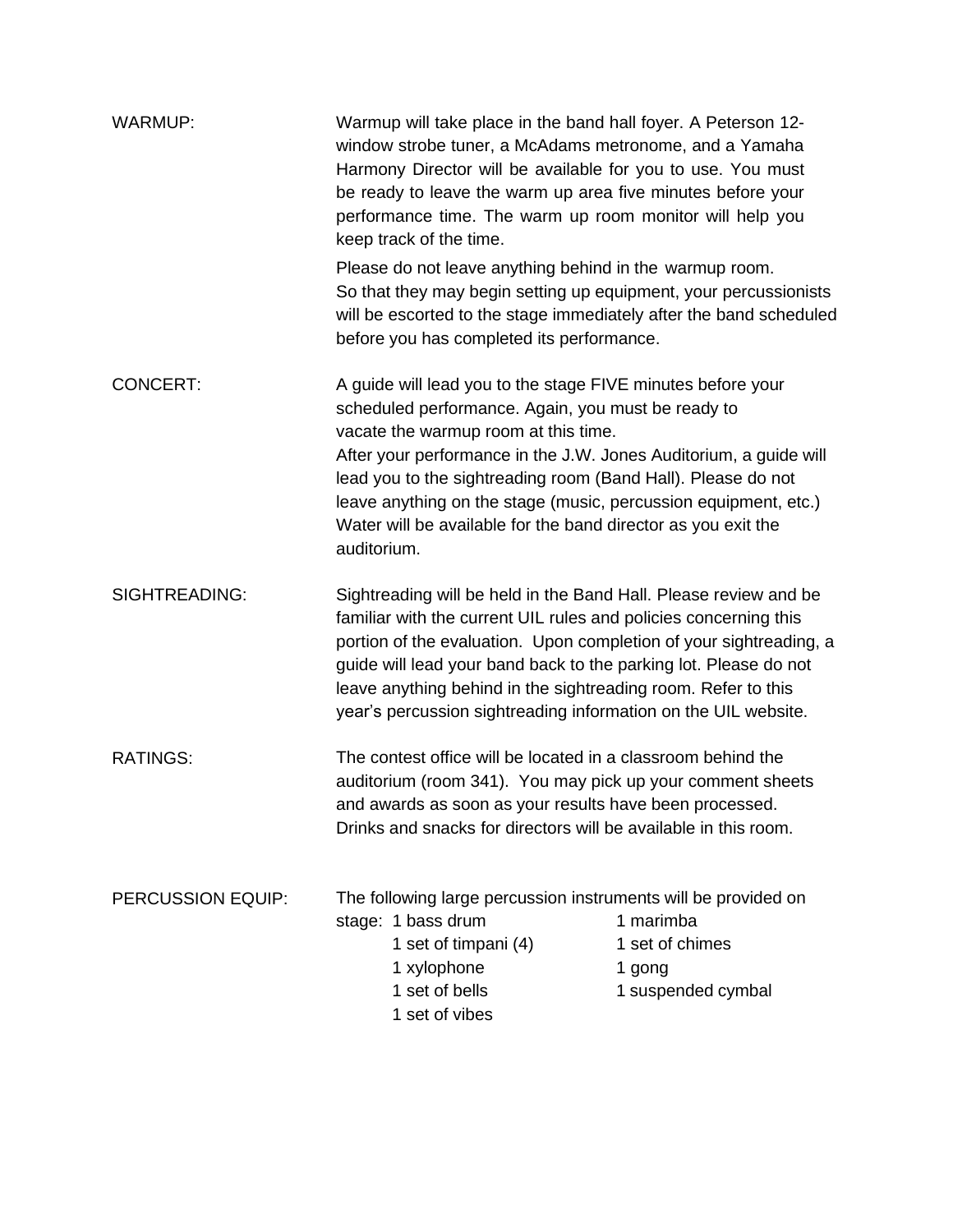**WARMUP:** Warmup will take place in the band hall foyer. A Peterson 12-window strobe tuner, a McAdams metronome, and a Yamaha Harmony Director will be available for you to use. You must be ready to leave the warm up area five minutes before your performance time. The warm up room monitor will help you keep track of the time.

Please do not leave anything behind in the warmup room. So that they may begin setting up equipment, your percussionists will be escorted to the stage immediately after the band scheduled before you has completed its performance.

**CONCERT:** A guide will lead you to the stage FIVE minutes before your scheduled performance. Again, you must be ready to vacate the warmup room at this time. After your performance in the J.W. Jones Auditorium, a guide will lead you to the sightreading room (Band Hall). Please do not leave anything on the stage (music, percussion equipment, etc.) Water will be available for the band director as you exit the auditorium.

**SIGHTREADING:** Sightreading will be held in the Band Hall. Please review and be familiar with the current UIL rules and policies concerning this portion of the evaluation. Upon completion of your sightreading, a guide will lead your band back to the parking lot. Please do not leave anything behind in the sightreading room. Refer to this year's percussion sightreading information on the UIL website.

**RATINGS:** The contest office will be located in a classroom behind the auditorium (room 341). You may pick up your comment sheets and awards as soon as your results have been processed. Drinks and snacks for directors will be available in this room.

**PERCUSSION EQUIP:** The following large percussion instruments will be provided on stage:

- 1 bass drum
- 1 set of timpani (4)
- 1 xylophone
- 1 set of bells
- 1 set of vibes
- 1 marimba
- 1 set of chimes
- 1 gong
- 1 suspended cymbal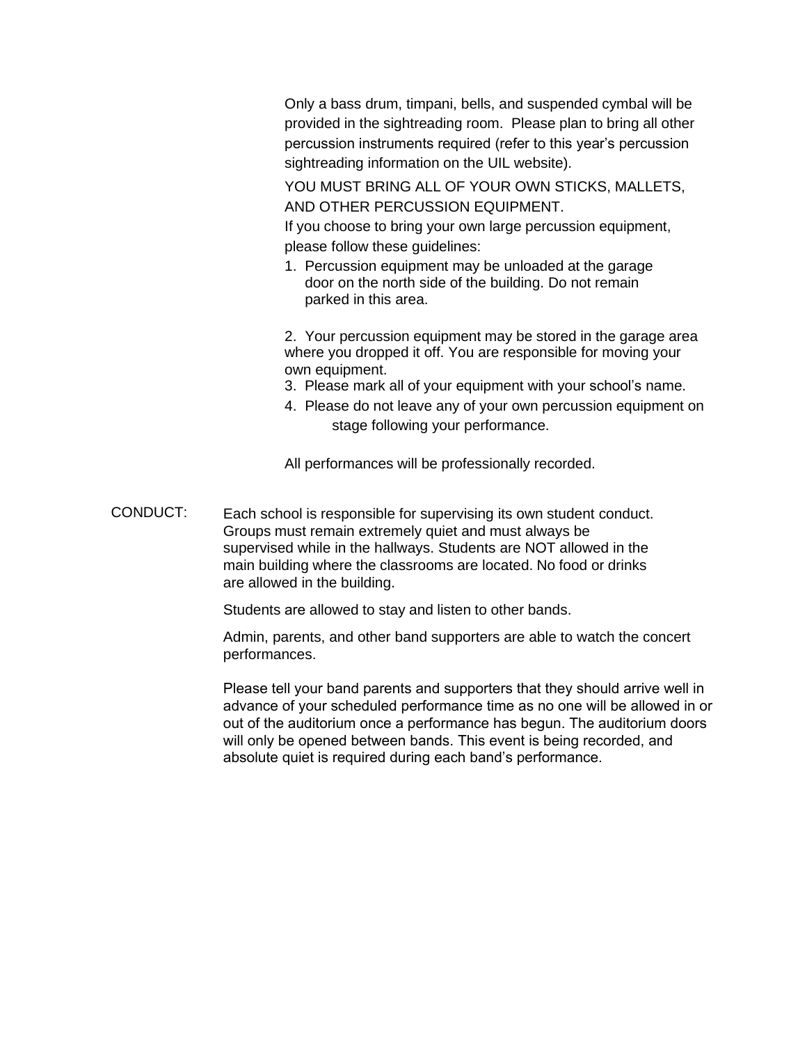Only a bass drum, timpani, bells, and suspended cymbal will be provided in the sightreading room. Please plan to bring all other percussion instruments required (refer to this year's percussion sightreading information on the UIL website).

YOU MUST BRING ALL OF YOUR OWN STICKS, MALLETS, AND OTHER PERCUSSION EQUIPMENT.

If you choose to bring your own large percussion equipment, please follow these guidelines:

1. Percussion equipment may be unloaded at the garage door on the north side of the building. Do not remain parked in this area.
2. Your percussion equipment may be stored in the garage area where you dropped it off. You are responsible for moving your own equipment.
3. Please mark all of your equipment with your school's name.
4. Please do not leave any of your own percussion equipment on stage following your performance.

All performances will be professionally recorded.

**CONDUCT:** Each school is responsible for supervising its own student conduct. Groups must remain extremely quiet and must always be supervised while in the hallways. Students are NOT allowed in the main building where the classrooms are located. No food or drinks are allowed in the building.

Students are allowed to stay and listen to other bands.

Admin, parents, and other band supporters are able to watch the concert performances.

Please tell your band parents and supporters that they should arrive well in advance of your scheduled performance time as no one will be allowed in or out of the auditorium once a performance has begun. The auditorium doors will only be opened between bands. This event is being recorded, and absolute quiet is required during each band's performance.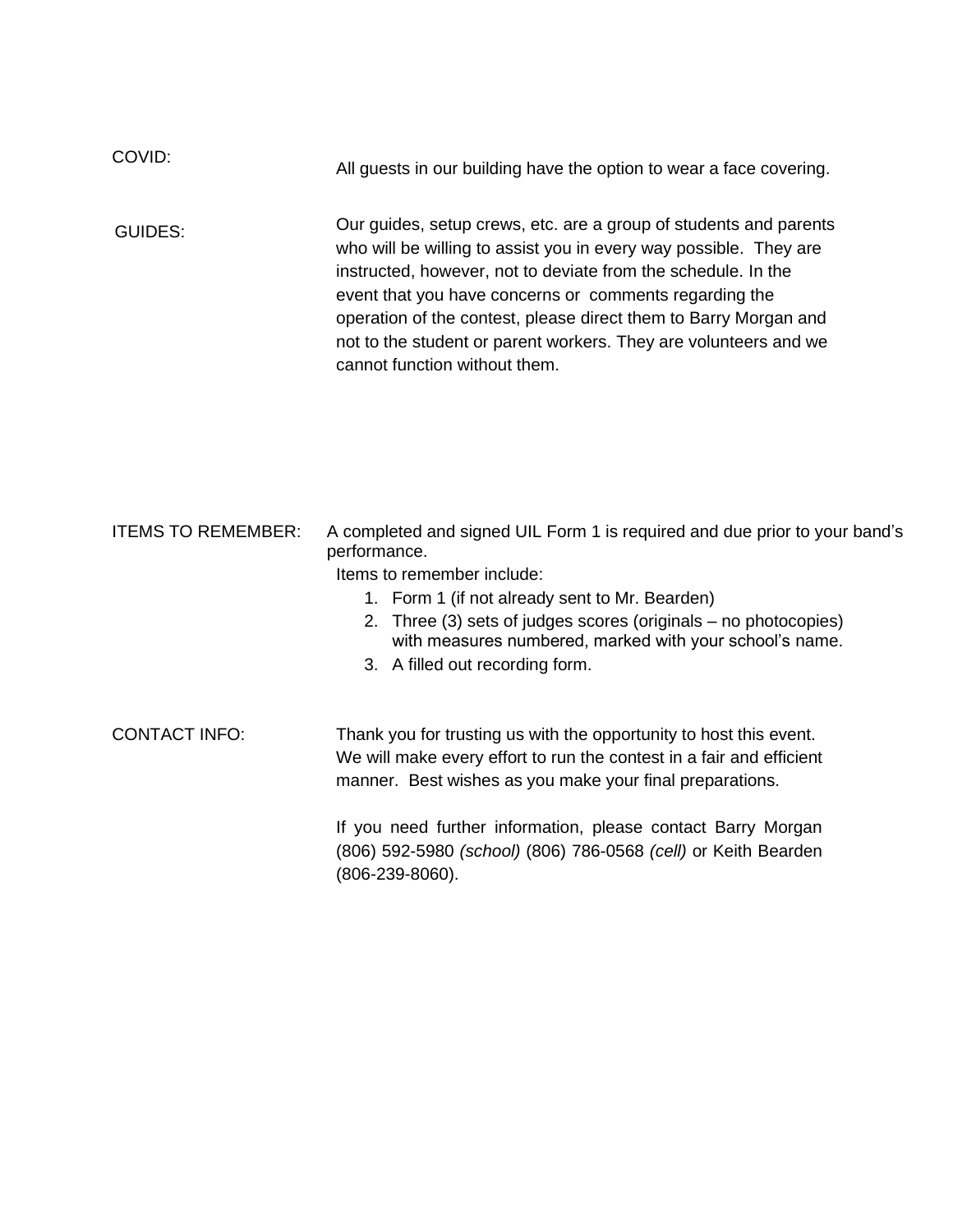**COVID:**

All guests in our building have the option to wear a face covering.

**GUIDES:**

Our guides, setup crews, etc. are a group of students and parents who will be willing to assist you in every way possible. They are instructed, however, not to deviate from the schedule. In the event that you have concerns or comments regarding the operation of the contest, please direct them to Barry Morgan and not to the student or parent workers. They are volunteers and we cannot function without them.

**ITEMS TO REMEMBER:**

A completed and signed UIL Form 1 is required and due prior to your band's performance.

Items to remember include:

1. Form 1 (if not already sent to Mr. Bearden)
2. Three (3) sets of judges scores (originals – no photocopies) with measures numbered, marked with your school's name.
3. A filled out recording form.

**CONTACT INFO:**

Thank you for trusting us with the opportunity to host this event. We will make every effort to run the contest in a fair and efficient manner. Best wishes as you make your final preparations.

If you need further information, please contact Barry Morgan (806) 592-5980 *(school)* (806) 786-0568 *(cell)* or Keith Bearden (806-239-8060).